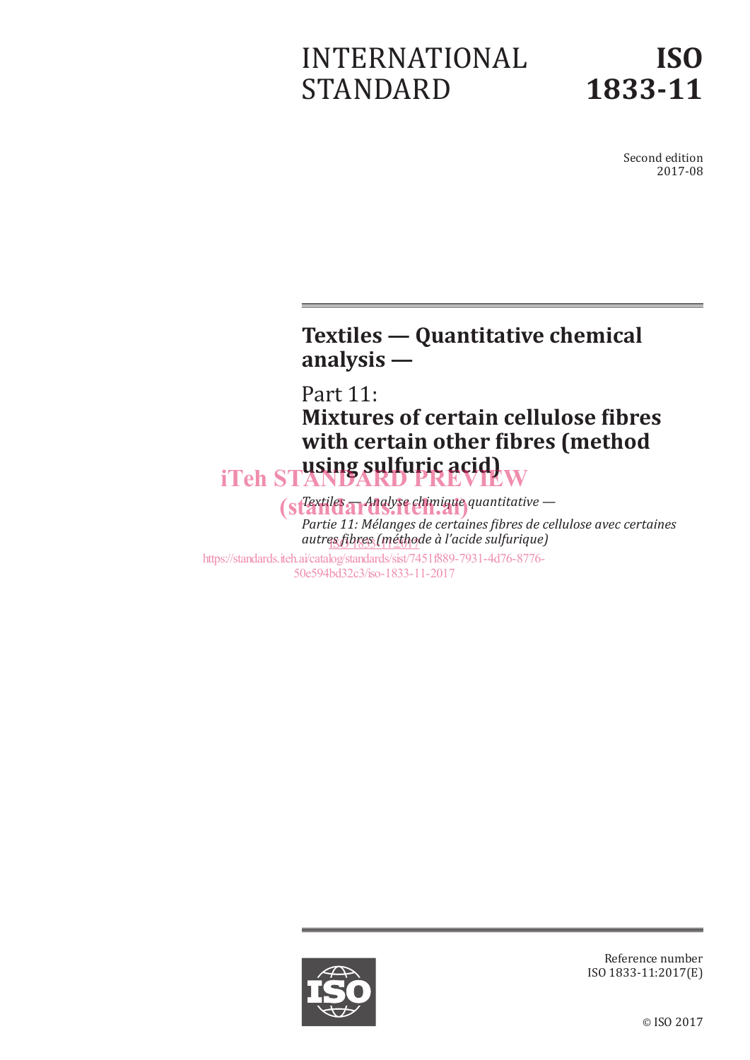# INTERNATIONAL STANDARD

# ISO 1833-11

Second edition
2017-08

## Textiles — Quantitative chemical analysis —

## Part 11:
## Mixtures of certain cellulose fibres with certain other fibres (method using sulfuric acid)

*Textiles — Analyse chimique quantitative —*

*Partie 11: Mélanges de certaines fibres de cellulose avec certaines autres fibres (méthode à l'acide sulfurique)*

iTeh STANDARD PREVIEW
(standards.iteh.ai)
ISO 1833-11:2017
https://standards.iteh.ai/catalog/standards/sist/7451f889-7931-4d76-8776-50e594bd32c3/iso-1833-11-2017

Reference number
ISO 1833-11:2017(E)

© ISO 2017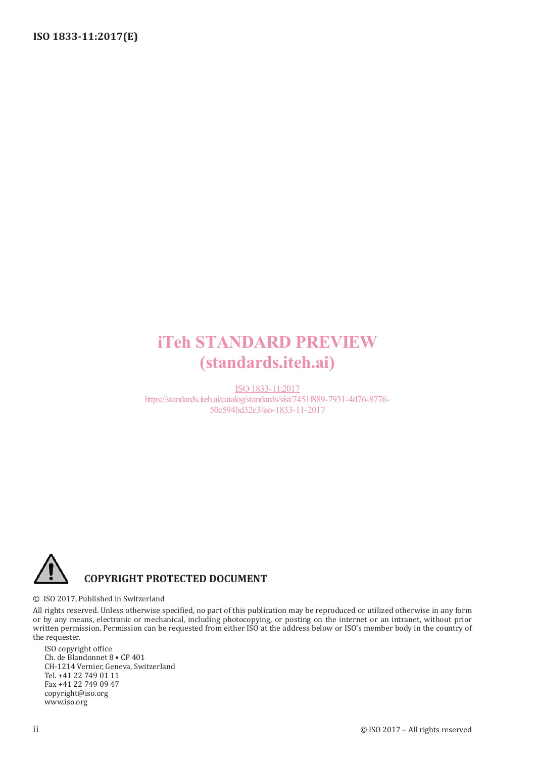iTeh STANDARD PREVIEW
(standards.iteh.ai)

ISO 1833-11:2017
https://standards.iteh.ai/catalog/standards/sist/7451f889-7931-4d76-8776-50e594bd32c3/iso-1833-11-2017

**COPYRIGHT PROTECTED DOCUMENT**

© ISO 2017, Published in Switzerland

All rights reserved. Unless otherwise specified, no part of this publication may be reproduced or utilized otherwise in any form or by any means, electronic or mechanical, including photocopying, or posting on the internet or an intranet, without prior written permission. Permission can be requested from either ISO at the address below or ISO's member body in the country of the requester.

ISO copyright office
Ch. de Blandonnet 8 • CP 401
CH-1214 Vernier, Geneva, Switzerland
Tel. +41 22 749 01 11
Fax +41 22 749 09 47
copyright@iso.org
www.iso.org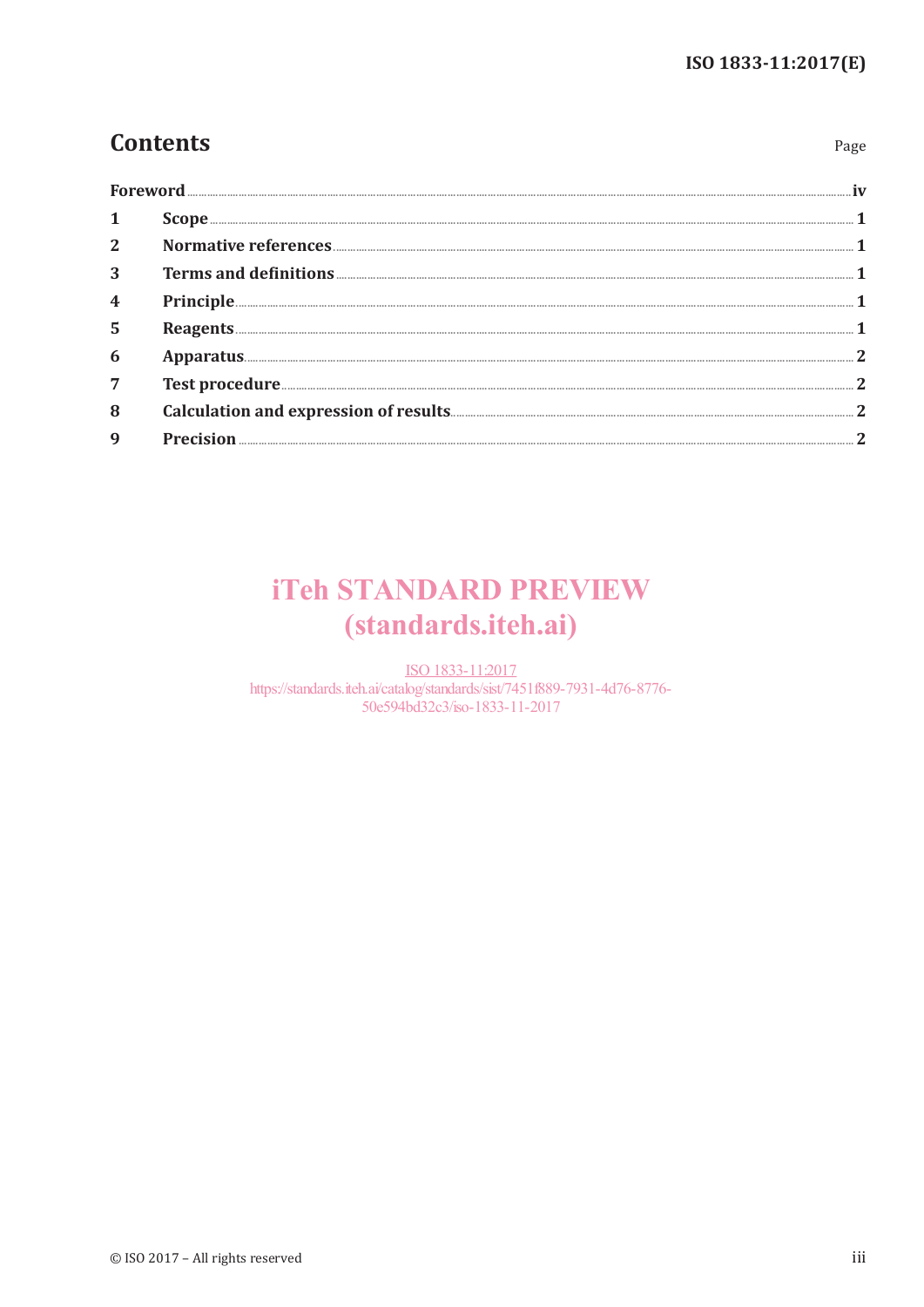# Contents

| | | Page |
|---|---|---|
| Foreword | | iv |
| 1 | Scope | 1 |
| 2 | Normative references | 1 |
| 3 | Terms and definitions | 1 |
| 4 | Principle | 1 |
| 5 | Reagents | 1 |
| 6 | Apparatus | 2 |
| 7 | Test procedure | 2 |
| 8 | Calculation and expression of results | 2 |
| 9 | Precision | 2 |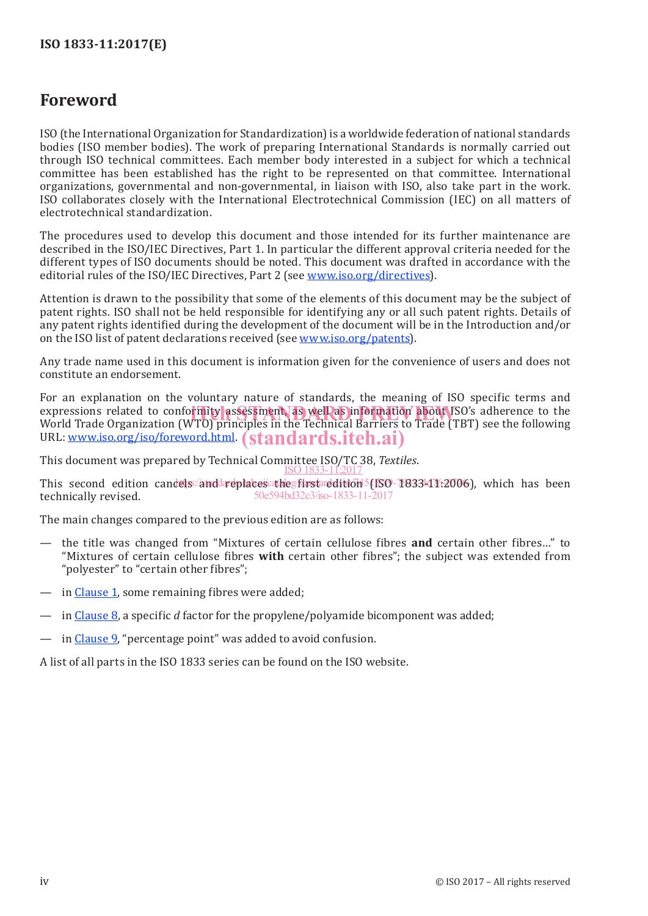# Foreword

ISO (the International Organization for Standardization) is a worldwide federation of national standards bodies (ISO member bodies). The work of preparing International Standards is normally carried out through ISO technical committees. Each member body interested in a subject for which a technical committee has been established has the right to be represented on that committee. International organizations, governmental and non-governmental, in liaison with ISO, also take part in the work. ISO collaborates closely with the International Electrotechnical Commission (IEC) on all matters of electrotechnical standardization.

The procedures used to develop this document and those intended for its further maintenance are described in the ISO/IEC Directives, Part 1. In particular the different approval criteria needed for the different types of ISO documents should be noted. This document was drafted in accordance with the editorial rules of the ISO/IEC Directives, Part 2 (see www.iso.org/directives).

Attention is drawn to the possibility that some of the elements of this document may be the subject of patent rights. ISO shall not be held responsible for identifying any or all such patent rights. Details of any patent rights identified during the development of the document will be in the Introduction and/or on the ISO list of patent declarations received (see www.iso.org/patents).

Any trade name used in this document is information given for the convenience of users and does not constitute an endorsement.

For an explanation on the voluntary nature of standards, the meaning of ISO specific terms and expressions related to conformity assessment, as well as information about ISO's adherence to the World Trade Organization (WTO) principles in the Technical Barriers to Trade (TBT) see the following URL: www.iso.org/iso/foreword.html.

This document was prepared by Technical Committee ISO/TC 38, *Textiles*.

This second edition cancels and replaces the first edition (ISO 1833-11:2006), which has been technically revised.

The main changes compared to the previous edition are as follows:

— the title was changed from "Mixtures of certain cellulose fibres **and** certain other fibres..." to "Mixtures of certain cellulose fibres **with** certain other fibres"; the subject was extended from "polyester" to "certain other fibres";

— in Clause 1, some remaining fibres were added;

— in Clause 8, a specific *d* factor for the propylene/polyamide bicomponent was added;

— in Clause 9, "percentage point" was added to avoid confusion.

A list of all parts in the ISO 1833 series can be found on the ISO website.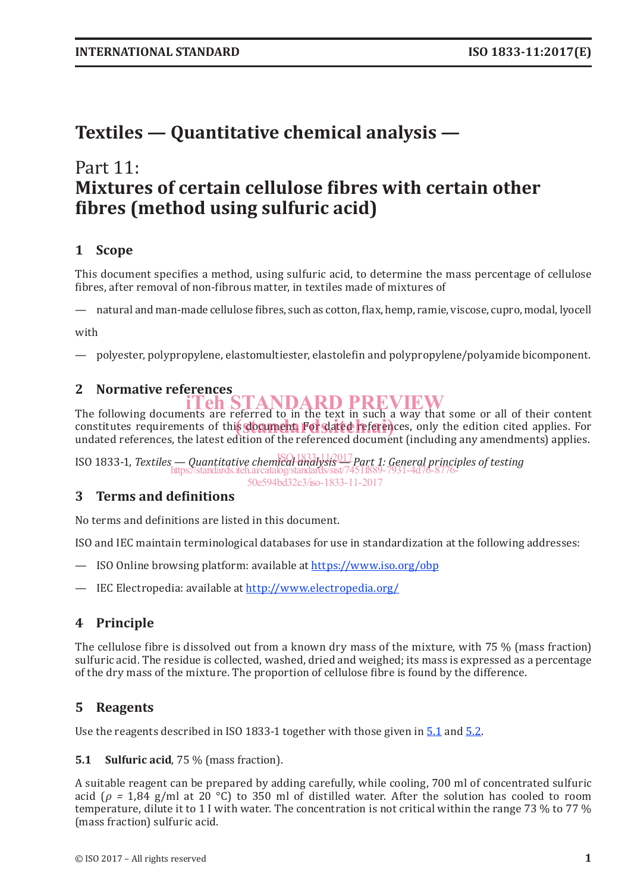# Textiles — Quantitative chemical analysis —

# Part 11:
# Mixtures of certain cellulose fibres with certain other fibres (method using sulfuric acid)

## 1 Scope

This document specifies a method, using sulfuric acid, to determine the mass percentage of cellulose fibres, after removal of non-fibrous matter, in textiles made of mixtures of

— natural and man-made cellulose fibres, such as cotton, flax, hemp, ramie, viscose, cupro, modal, lyocell

with

— polyester, polypropylene, elastomultiester, elastolefin and polypropylene/polyamide bicomponent.

## 2 Normative references

The following documents are referred to in the text in such a way that some or all of their content constitutes requirements of this document. For dated references, only the edition cited applies. For undated references, the latest edition of the referenced document (including any amendments) applies.

ISO 1833-1, *Textiles — Quantitative chemical analysis — Part 1: General principles of testing*

## 3 Terms and definitions

No terms and definitions are listed in this document.

ISO and IEC maintain terminological databases for use in standardization at the following addresses:

— ISO Online browsing platform: available at https://www.iso.org/obp

— IEC Electropedia: available at http://www.electropedia.org/

## 4 Principle

The cellulose fibre is dissolved out from a known dry mass of the mixture, with 75 % (mass fraction) sulfuric acid. The residue is collected, washed, dried and weighed; its mass is expressed as a percentage of the dry mass of the mixture. The proportion of cellulose fibre is found by the difference.

## 5 Reagents

Use the reagents described in ISO 1833-1 together with those given in 5.1 and 5.2.

### 5.1 Sulfuric acid, 75 % (mass fraction).

A suitable reagent can be prepared by adding carefully, while cooling, 700 ml of concentrated sulfuric acid ($\rho$ = 1,84 g/ml at 20 °C) to 350 ml of distilled water. After the solution has cooled to room temperature, dilute it to 1 l with water. The concentration is not critical within the range 73 % to 77 % (mass fraction) sulfuric acid.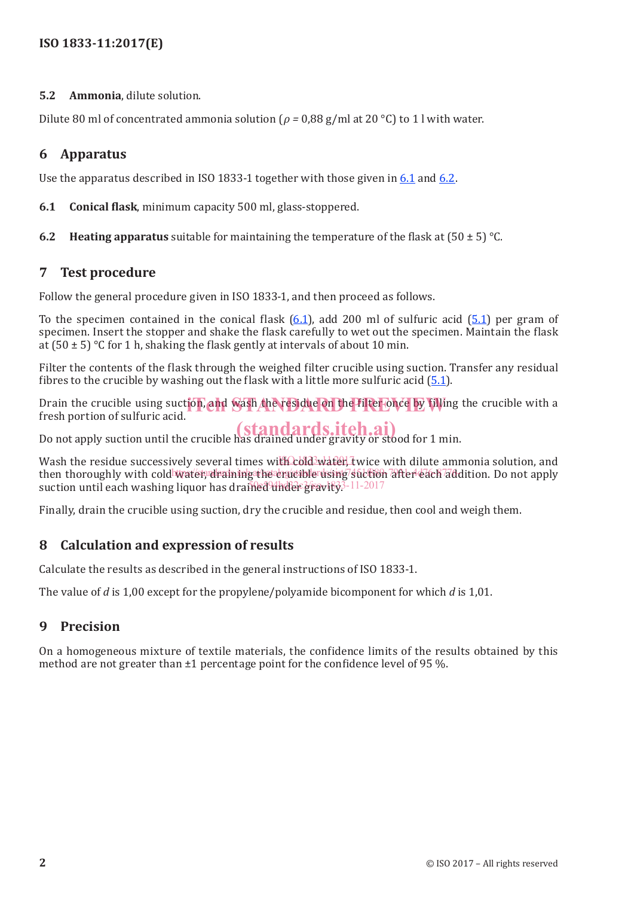**5.2 Ammonia**, dilute solution.

Dilute 80 ml of concentrated ammonia solution ($\rho$ = 0,88 g/ml at 20 °C) to 1 l with water.

## 6 Apparatus

Use the apparatus described in ISO 1833-1 together with those given in 6.1 and 6.2.

**6.1 Conical flask**, minimum capacity 500 ml, glass-stoppered.

**6.2 Heating apparatus** suitable for maintaining the temperature of the flask at (50 ± 5) °C.

## 7 Test procedure

Follow the general procedure given in ISO 1833-1, and then proceed as follows.

To the specimen contained in the conical flask (6.1), add 200 ml of sulfuric acid (5.1) per gram of specimen. Insert the stopper and shake the flask carefully to wet out the specimen. Maintain the flask at (50 ± 5) °C for 1 h, shaking the flask gently at intervals of about 10 min.

Filter the contents of the flask through the weighed filter crucible using suction. Transfer any residual fibres to the crucible by washing out the flask with a little more sulfuric acid (5.1).

Drain the crucible using suction, and wash the residue on the filter once by filling the crucible with a fresh portion of sulfuric acid.

Do not apply suction until the crucible has drained under gravity or stood for 1 min.

Wash the residue successively several times with cold water, twice with dilute ammonia solution, and then thoroughly with cold water, draining the crucible using suction after each addition. Do not apply suction until each washing liquor has drained under gravity.

Finally, drain the crucible using suction, dry the crucible and residue, then cool and weigh them.

## 8 Calculation and expression of results

Calculate the results as described in the general instructions of ISO 1833-1.

The value of $d$ is 1,00 except for the propylene/polyamide bicomponent for which $d$ is 1,01.

## 9 Precision

On a homogeneous mixture of textile materials, the confidence limits of the results obtained by this method are not greater than ±1 percentage point for the confidence level of 95 %.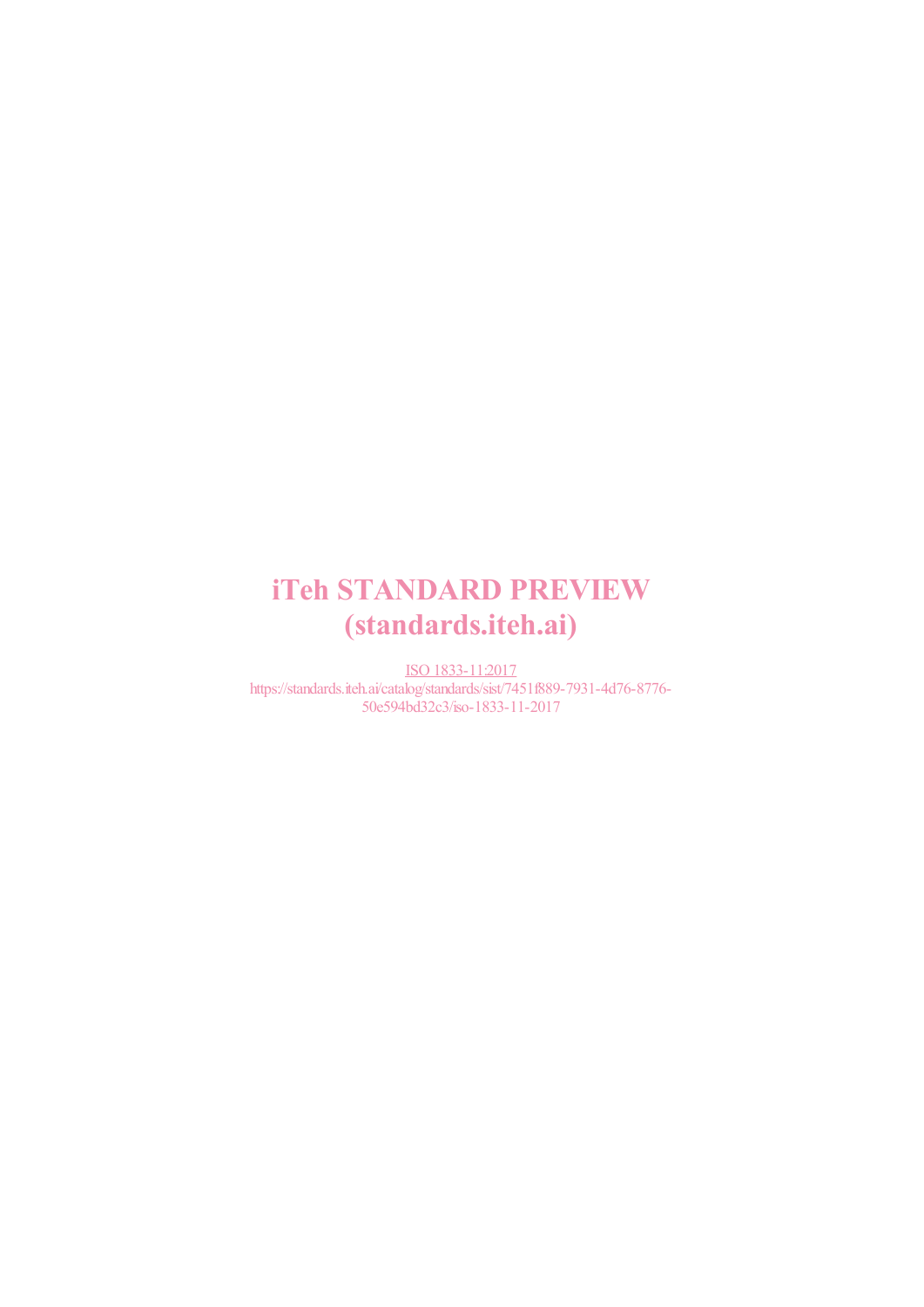iTeh STANDARD PREVIEW
(standards.iteh.ai)

ISO 1833-11:2017
https://standards.iteh.ai/catalog/standards/sist/7451f889-7931-4d76-8776-50e594bd32c3/iso-1833-11-2017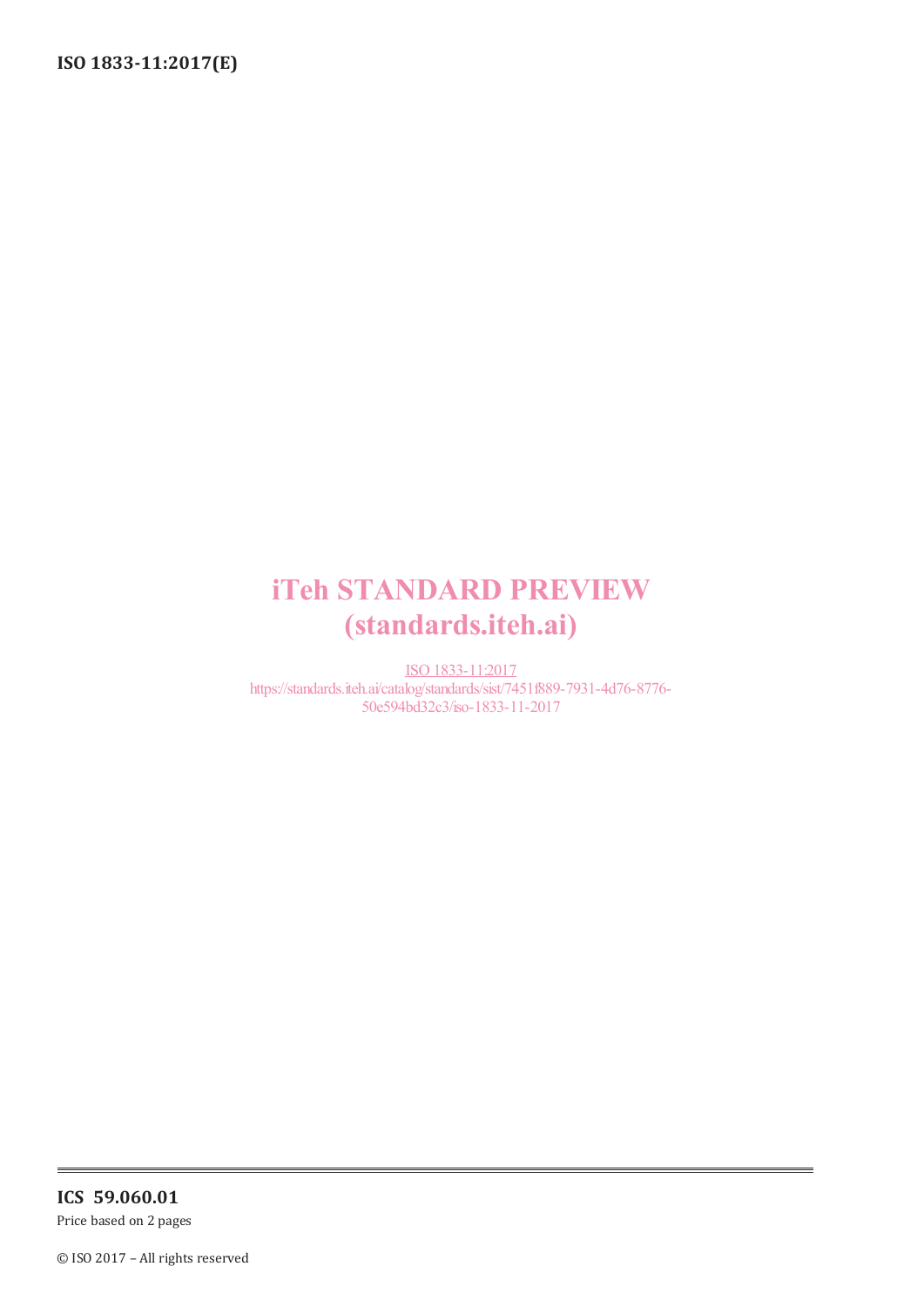iTeh STANDARD PREVIEW
(standards.iteh.ai)

ISO 1833-11:2017
https://standards.iteh.ai/catalog/standards/sist/7451f889-7931-4d76-8776-50e594bd32c3/iso-1833-11-2017

**ICS 59.060.01**

Price based on 2 pages